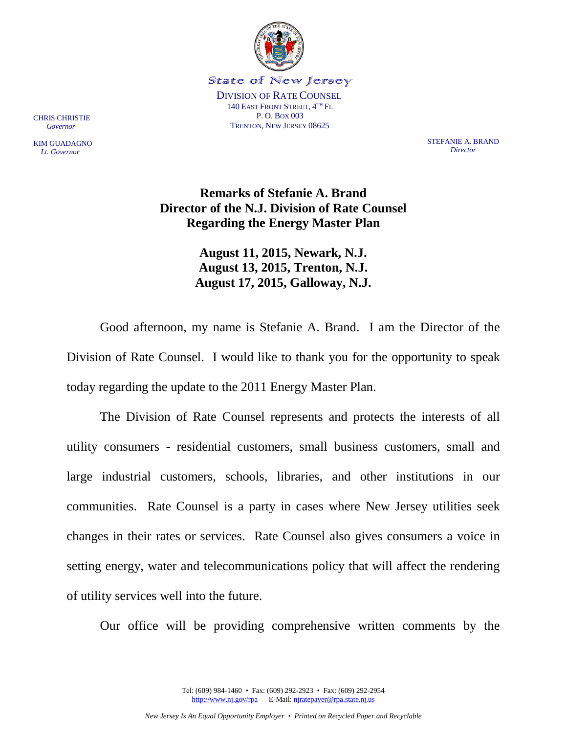State of New Jersey

DIVISION OF RATE COUNSEL
140 EAST FRONT STREET, 4TH FL
P. O. BOX 003
TRENTON, NEW JERSEY 08625

CHRIS CHRISTIE
*Governor*

KIM GUADAGNO
*Lt. Governor*

STEFANIE A. BRAND
*Director*

# Remarks of Stefanie A. Brand Director of the N.J. Division of Rate Counsel Regarding the Energy Master Plan

## August 11, 2015, Newark, N.J.
## August 13, 2015, Trenton, N.J.
## August 17, 2015, Galloway, N.J.

Good afternoon, my name is Stefanie A. Brand. I am the Director of the Division of Rate Counsel. I would like to thank you for the opportunity to speak today regarding the update to the 2011 Energy Master Plan.

The Division of Rate Counsel represents and protects the interests of all utility consumers - residential customers, small business customers, small and large industrial customers, schools, libraries, and other institutions in our communities. Rate Counsel is a party in cases where New Jersey utilities seek changes in their rates or services. Rate Counsel also gives consumers a voice in setting energy, water and telecommunications policy that will affect the rendering of utility services well into the future.

Our office will be providing comprehensive written comments by the

Tel: (609) 984-1460 • Fax: (609) 292-2923 • Fax: (609) 292-2954
http://www.nj.gov/rpa E-Mail: njratepayer@rpa.state.nj.us

*New Jersey Is An Equal Opportunity Employer • Printed on Recycled Paper and Recyclable*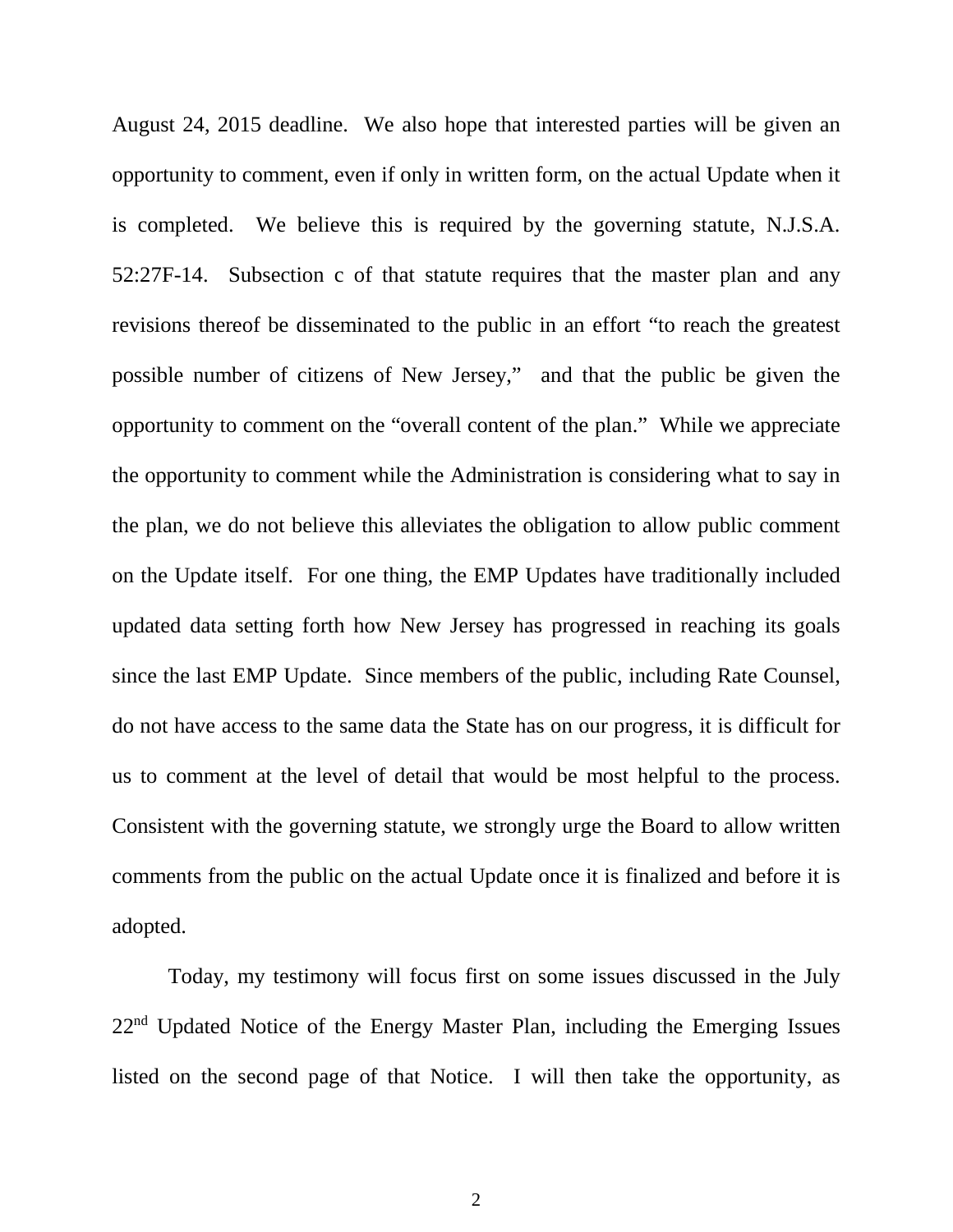August 24, 2015 deadline. We also hope that interested parties will be given an opportunity to comment, even if only in written form, on the actual Update when it is completed. We believe this is required by the governing statute, N.J.S.A. 52:27F-14. Subsection c of that statute requires that the master plan and any revisions thereof be disseminated to the public in an effort "to reach the greatest possible number of citizens of New Jersey," and that the public be given the opportunity to comment on the "overall content of the plan." While we appreciate the opportunity to comment while the Administration is considering what to say in the plan, we do not believe this alleviates the obligation to allow public comment on the Update itself. For one thing, the EMP Updates have traditionally included updated data setting forth how New Jersey has progressed in reaching its goals since the last EMP Update. Since members of the public, including Rate Counsel, do not have access to the same data the State has on our progress, it is difficult for us to comment at the level of detail that would be most helpful to the process. Consistent with the governing statute, we strongly urge the Board to allow written comments from the public on the actual Update once it is finalized and before it is adopted.

Today, my testimony will focus first on some issues discussed in the July 22nd Updated Notice of the Energy Master Plan, including the Emerging Issues listed on the second page of that Notice. I will then take the opportunity, as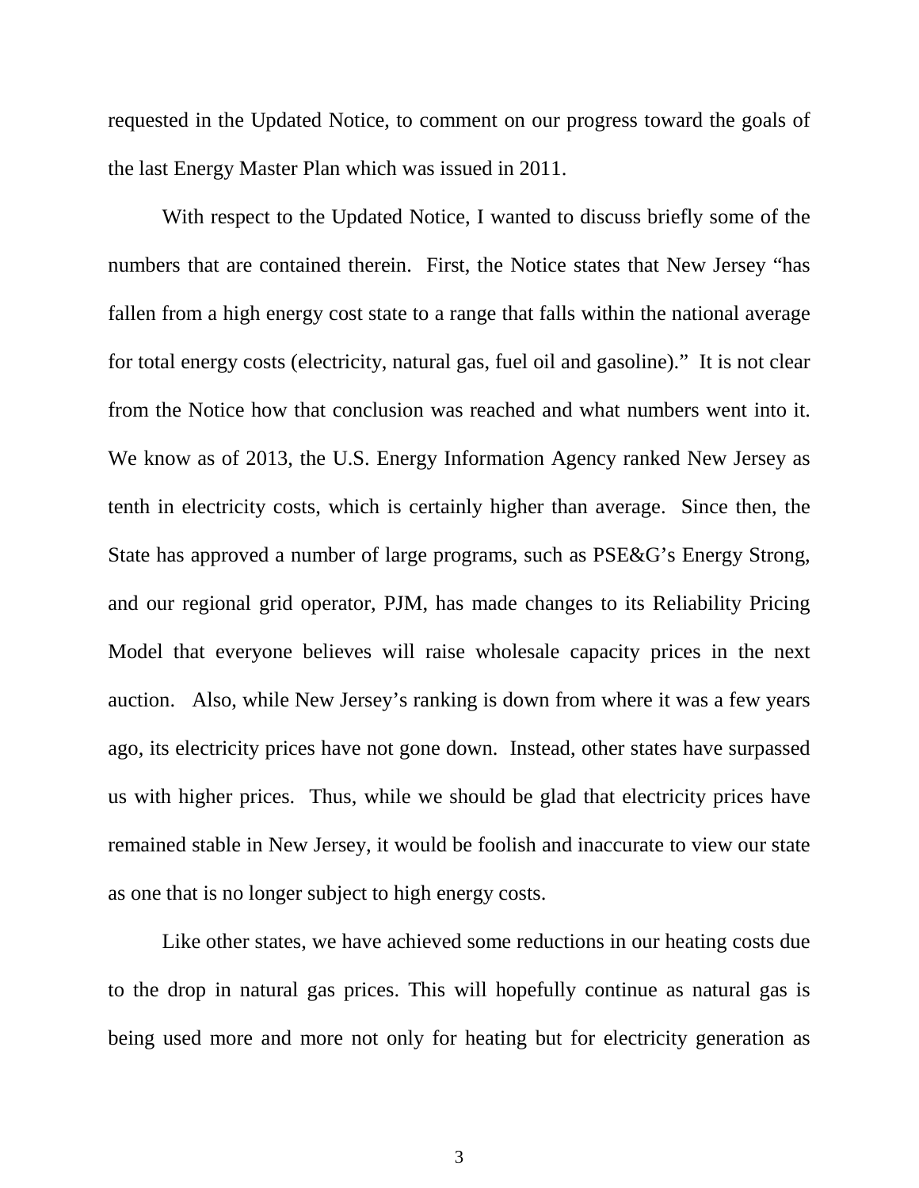requested in the Updated Notice, to comment on our progress toward the goals of the last Energy Master Plan which was issued in 2011.

With respect to the Updated Notice, I wanted to discuss briefly some of the numbers that are contained therein. First, the Notice states that New Jersey "has fallen from a high energy cost state to a range that falls within the national average for total energy costs (electricity, natural gas, fuel oil and gasoline)." It is not clear from the Notice how that conclusion was reached and what numbers went into it. We know as of 2013, the U.S. Energy Information Agency ranked New Jersey as tenth in electricity costs, which is certainly higher than average. Since then, the State has approved a number of large programs, such as PSE&G's Energy Strong, and our regional grid operator, PJM, has made changes to its Reliability Pricing Model that everyone believes will raise wholesale capacity prices in the next auction. Also, while New Jersey's ranking is down from where it was a few years ago, its electricity prices have not gone down. Instead, other states have surpassed us with higher prices. Thus, while we should be glad that electricity prices have remained stable in New Jersey, it would be foolish and inaccurate to view our state as one that is no longer subject to high energy costs.

Like other states, we have achieved some reductions in our heating costs due to the drop in natural gas prices. This will hopefully continue as natural gas is being used more and more not only for heating but for electricity generation as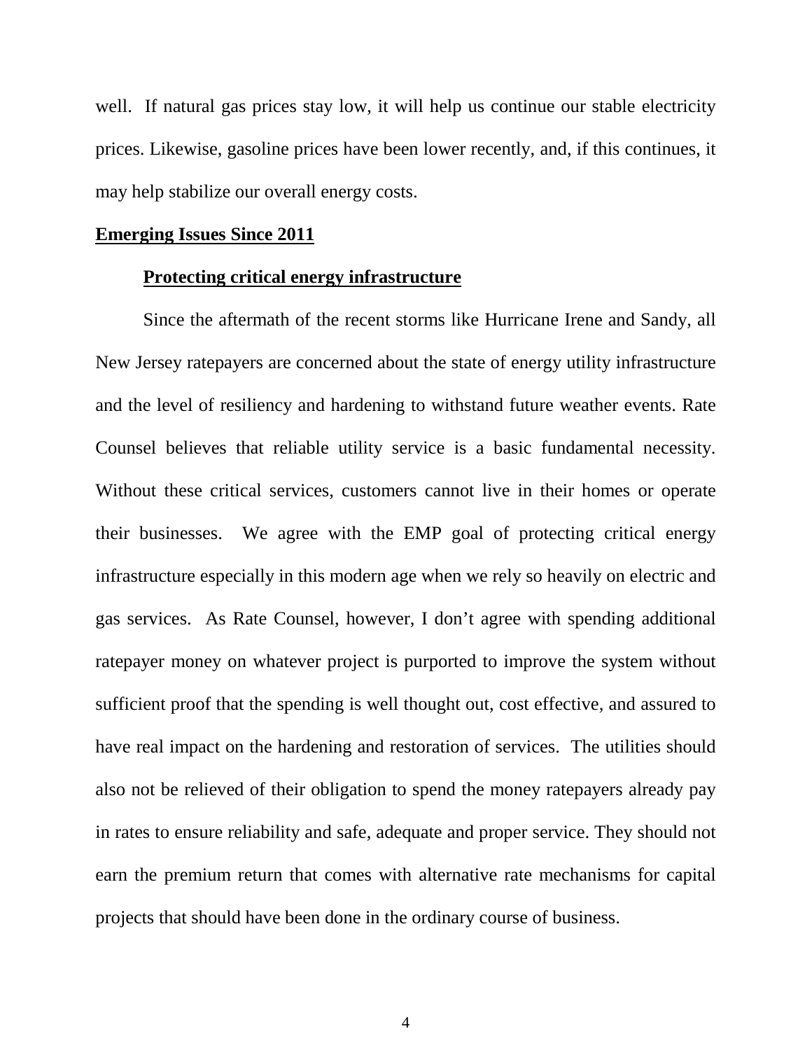well. If natural gas prices stay low, it will help us continue our stable electricity prices. Likewise, gasoline prices have been lower recently, and, if this continues, it may help stabilize our overall energy costs.

## Emerging Issues Since 2011

### Protecting critical energy infrastructure

Since the aftermath of the recent storms like Hurricane Irene and Sandy, all New Jersey ratepayers are concerned about the state of energy utility infrastructure and the level of resiliency and hardening to withstand future weather events. Rate Counsel believes that reliable utility service is a basic fundamental necessity. Without these critical services, customers cannot live in their homes or operate their businesses. We agree with the EMP goal of protecting critical energy infrastructure especially in this modern age when we rely so heavily on electric and gas services. As Rate Counsel, however, I don't agree with spending additional ratepayer money on whatever project is purported to improve the system without sufficient proof that the spending is well thought out, cost effective, and assured to have real impact on the hardening and restoration of services. The utilities should also not be relieved of their obligation to spend the money ratepayers already pay in rates to ensure reliability and safe, adequate and proper service. They should not earn the premium return that comes with alternative rate mechanisms for capital projects that should have been done in the ordinary course of business.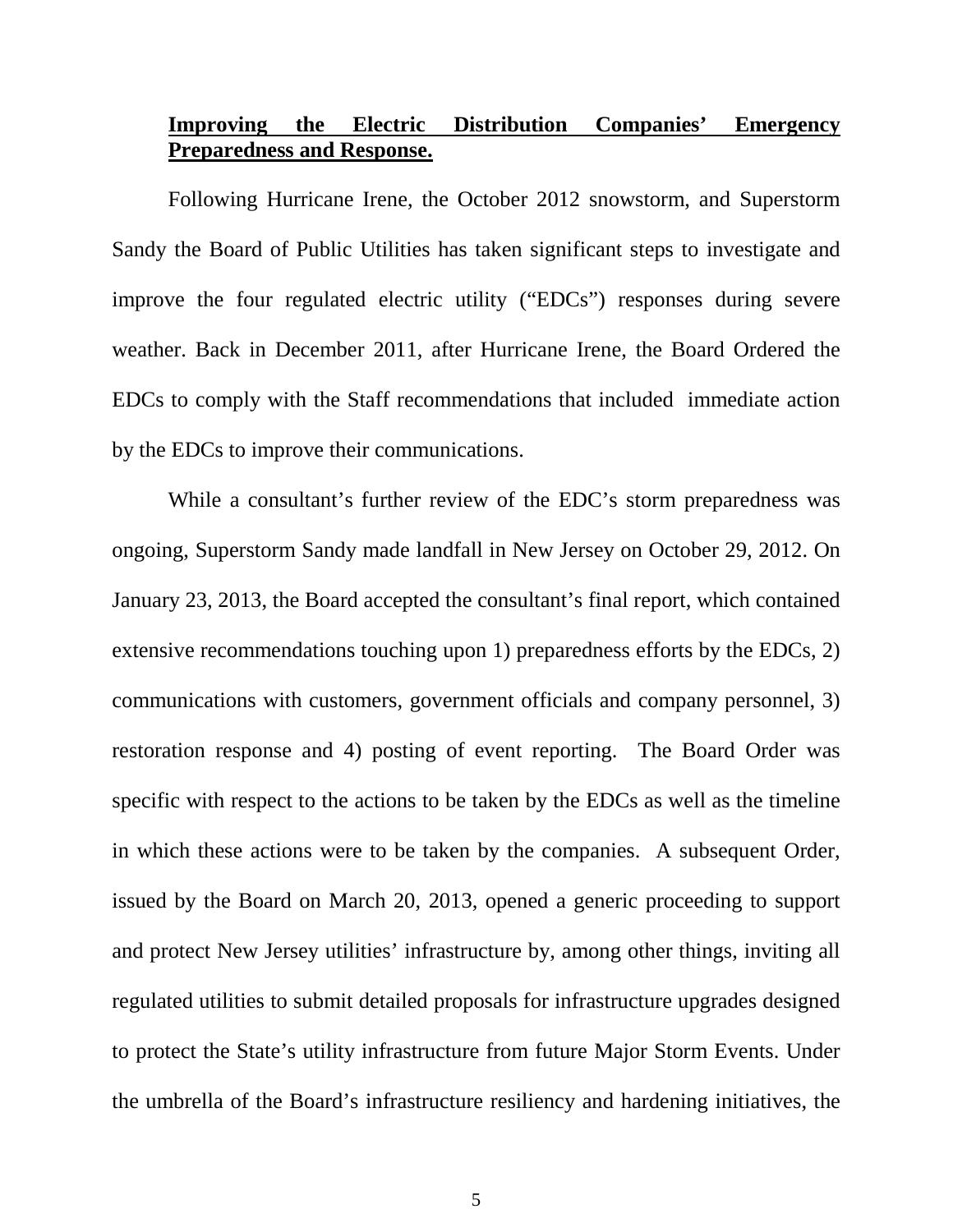**Improving the Electric Distribution Companies' Emergency Preparedness and Response.**

Following Hurricane Irene, the October 2012 snowstorm, and Superstorm Sandy the Board of Public Utilities has taken significant steps to investigate and improve the four regulated electric utility ("EDCs") responses during severe weather. Back in December 2011, after Hurricane Irene, the Board Ordered the EDCs to comply with the Staff recommendations that included immediate action by the EDCs to improve their communications.

While a consultant's further review of the EDC's storm preparedness was ongoing, Superstorm Sandy made landfall in New Jersey on October 29, 2012. On January 23, 2013, the Board accepted the consultant's final report, which contained extensive recommendations touching upon 1) preparedness efforts by the EDCs, 2) communications with customers, government officials and company personnel, 3) restoration response and 4) posting of event reporting. The Board Order was specific with respect to the actions to be taken by the EDCs as well as the timeline in which these actions were to be taken by the companies. A subsequent Order, issued by the Board on March 20, 2013, opened a generic proceeding to support and protect New Jersey utilities' infrastructure by, among other things, inviting all regulated utilities to submit detailed proposals for infrastructure upgrades designed to protect the State's utility infrastructure from future Major Storm Events. Under the umbrella of the Board's infrastructure resiliency and hardening initiatives, the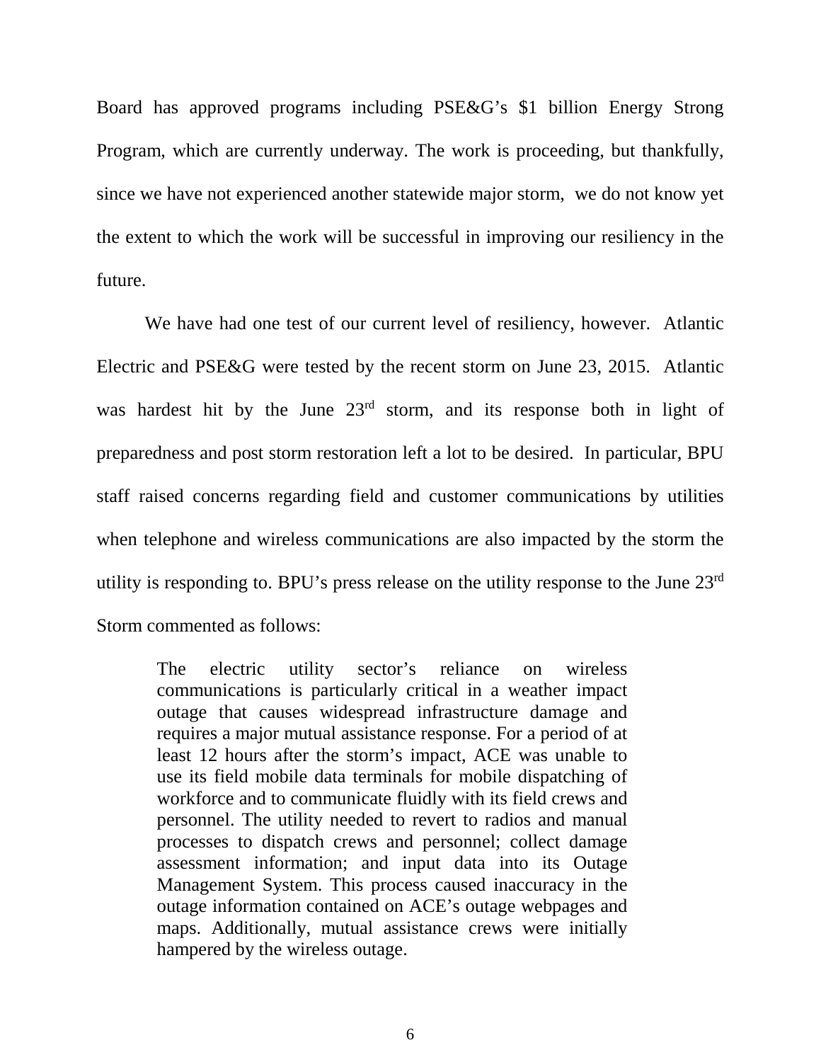Board has approved programs including PSE&G's $1 billion Energy Strong Program, which are currently underway. The work is proceeding, but thankfully, since we have not experienced another statewide major storm, we do not know yet the extent to which the work will be successful in improving our resiliency in the future.

We have had one test of our current level of resiliency, however. Atlantic Electric and PSE&G were tested by the recent storm on June 23, 2015. Atlantic was hardest hit by the June 23rd storm, and its response both in light of preparedness and post storm restoration left a lot to be desired. In particular, BPU staff raised concerns regarding field and customer communications by utilities when telephone and wireless communications are also impacted by the storm the utility is responding to. BPU's press release on the utility response to the June 23rd Storm commented as follows:

> The electric utility sector's reliance on wireless communications is particularly critical in a weather impact outage that causes widespread infrastructure damage and requires a major mutual assistance response. For a period of at least 12 hours after the storm's impact, ACE was unable to use its field mobile data terminals for mobile dispatching of workforce and to communicate fluidly with its field crews and personnel. The utility needed to revert to radios and manual processes to dispatch crews and personnel; collect damage assessment information; and input data into its Outage Management System. This process caused inaccuracy in the outage information contained on ACE's outage webpages and maps. Additionally, mutual assistance crews were initially hampered by the wireless outage.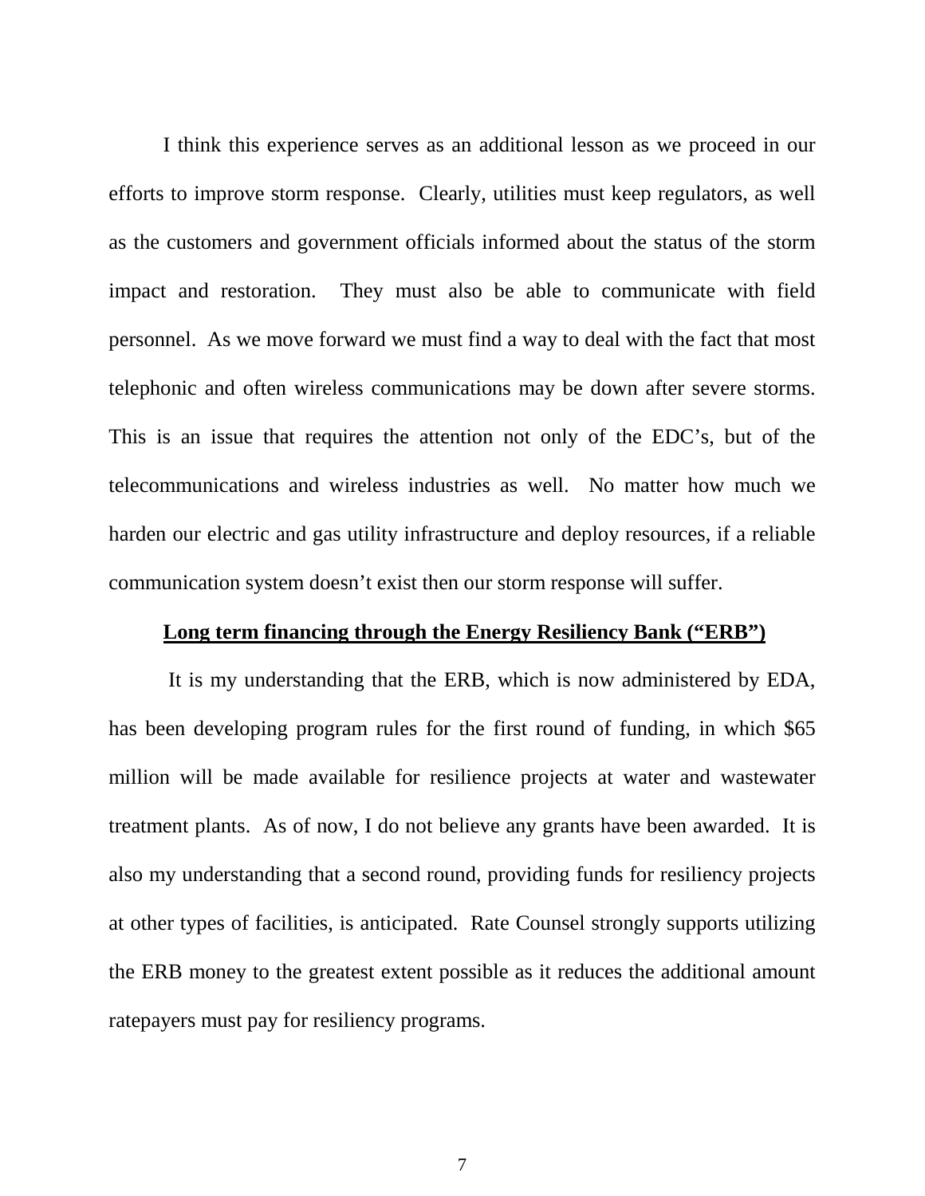I think this experience serves as an additional lesson as we proceed in our efforts to improve storm response. Clearly, utilities must keep regulators, as well as the customers and government officials informed about the status of the storm impact and restoration. They must also be able to communicate with field personnel. As we move forward we must find a way to deal with the fact that most telephonic and often wireless communications may be down after severe storms. This is an issue that requires the attention not only of the EDC's, but of the telecommunications and wireless industries as well. No matter how much we harden our electric and gas utility infrastructure and deploy resources, if a reliable communication system doesn't exist then our storm response will suffer.

**<u>Long term financing through the Energy Resiliency Bank ("ERB")</u>**

It is my understanding that the ERB, which is now administered by EDA, has been developing program rules for the first round of funding, in which $65 million will be made available for resilience projects at water and wastewater treatment plants. As of now, I do not believe any grants have been awarded. It is also my understanding that a second round, providing funds for resiliency projects at other types of facilities, is anticipated. Rate Counsel strongly supports utilizing the ERB money to the greatest extent possible as it reduces the additional amount ratepayers must pay for resiliency programs.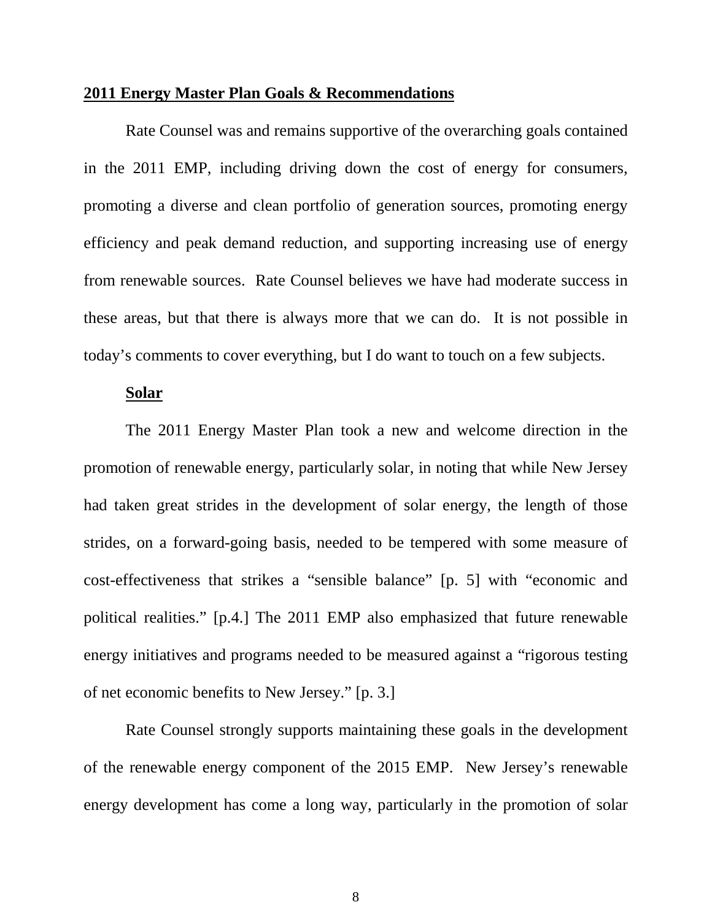## 2011 Energy Master Plan Goals & Recommendations

Rate Counsel was and remains supportive of the overarching goals contained in the 2011 EMP, including driving down the cost of energy for consumers, promoting a diverse and clean portfolio of generation sources, promoting energy efficiency and peak demand reduction, and supporting increasing use of energy from renewable sources. Rate Counsel believes we have had moderate success in these areas, but that there is always more that we can do. It is not possible in today's comments to cover everything, but I do want to touch on a few subjects.

### Solar

The 2011 Energy Master Plan took a new and welcome direction in the promotion of renewable energy, particularly solar, in noting that while New Jersey had taken great strides in the development of solar energy, the length of those strides, on a forward-going basis, needed to be tempered with some measure of cost-effectiveness that strikes a "sensible balance" [p. 5] with "economic and political realities." [p.4.] The 2011 EMP also emphasized that future renewable energy initiatives and programs needed to be measured against a "rigorous testing of net economic benefits to New Jersey." [p. 3.]

Rate Counsel strongly supports maintaining these goals in the development of the renewable energy component of the 2015 EMP. New Jersey's renewable energy development has come a long way, particularly in the promotion of solar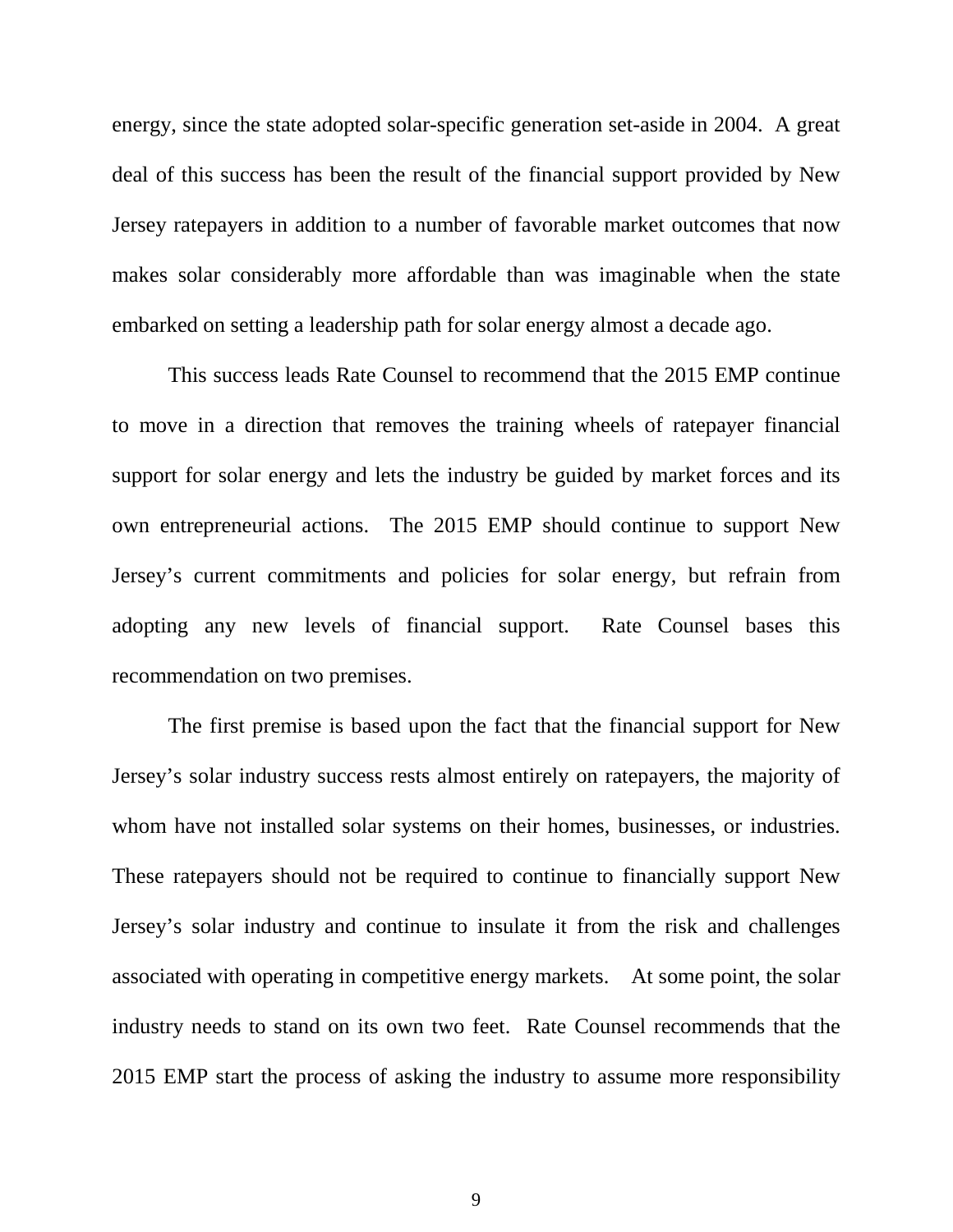energy, since the state adopted solar-specific generation set-aside in 2004. A great deal of this success has been the result of the financial support provided by New Jersey ratepayers in addition to a number of favorable market outcomes that now makes solar considerably more affordable than was imaginable when the state embarked on setting a leadership path for solar energy almost a decade ago.

This success leads Rate Counsel to recommend that the 2015 EMP continue to move in a direction that removes the training wheels of ratepayer financial support for solar energy and lets the industry be guided by market forces and its own entrepreneurial actions. The 2015 EMP should continue to support New Jersey's current commitments and policies for solar energy, but refrain from adopting any new levels of financial support. Rate Counsel bases this recommendation on two premises.

The first premise is based upon the fact that the financial support for New Jersey's solar industry success rests almost entirely on ratepayers, the majority of whom have not installed solar systems on their homes, businesses, or industries. These ratepayers should not be required to continue to financially support New Jersey's solar industry and continue to insulate it from the risk and challenges associated with operating in competitive energy markets. At some point, the solar industry needs to stand on its own two feet. Rate Counsel recommends that the 2015 EMP start the process of asking the industry to assume more responsibility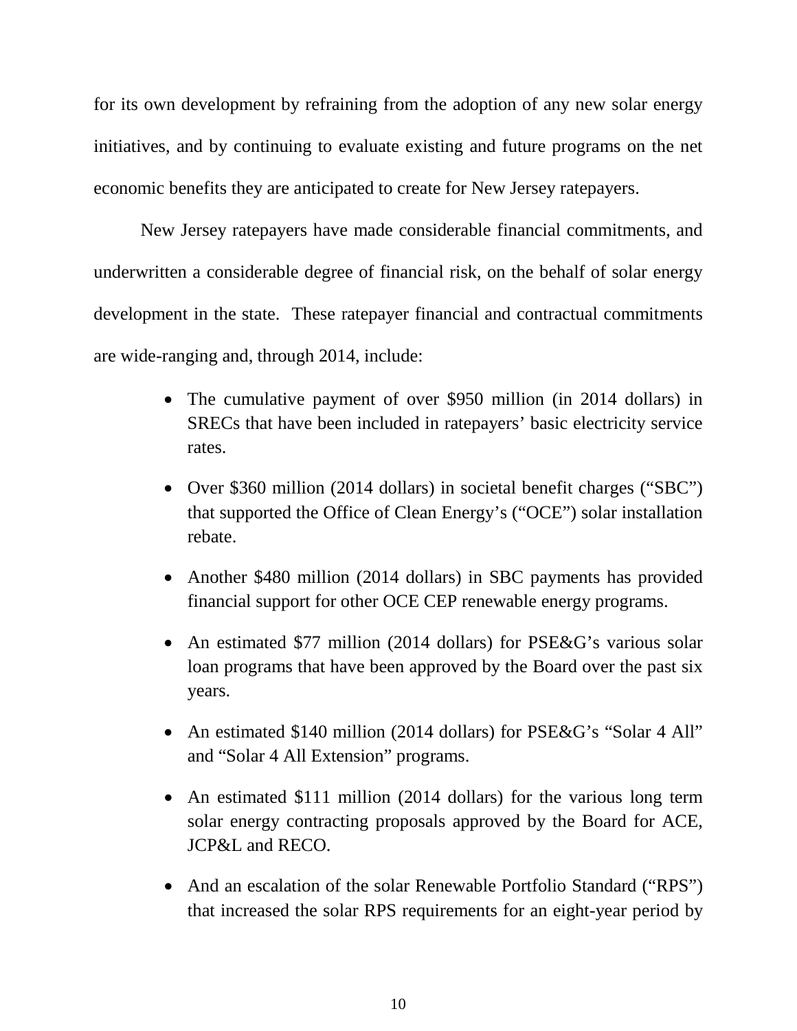for its own development by refraining from the adoption of any new solar energy initiatives, and by continuing to evaluate existing and future programs on the net economic benefits they are anticipated to create for New Jersey ratepayers.

New Jersey ratepayers have made considerable financial commitments, and underwritten a considerable degree of financial risk, on the behalf of solar energy development in the state. These ratepayer financial and contractual commitments are wide-ranging and, through 2014, include:

- The cumulative payment of over $950 million (in 2014 dollars) in SRECs that have been included in ratepayers' basic electricity service rates.
- Over $360 million (2014 dollars) in societal benefit charges ("SBC") that supported the Office of Clean Energy's ("OCE") solar installation rebate.
- Another $480 million (2014 dollars) in SBC payments has provided financial support for other OCE CEP renewable energy programs.
- An estimated $77 million (2014 dollars) for PSE&G's various solar loan programs that have been approved by the Board over the past six years.
- An estimated $140 million (2014 dollars) for PSE&G's "Solar 4 All" and "Solar 4 All Extension" programs.
- An estimated $111 million (2014 dollars) for the various long term solar energy contracting proposals approved by the Board for ACE, JCP&L and RECO.
- And an escalation of the solar Renewable Portfolio Standard ("RPS") that increased the solar RPS requirements for an eight-year period by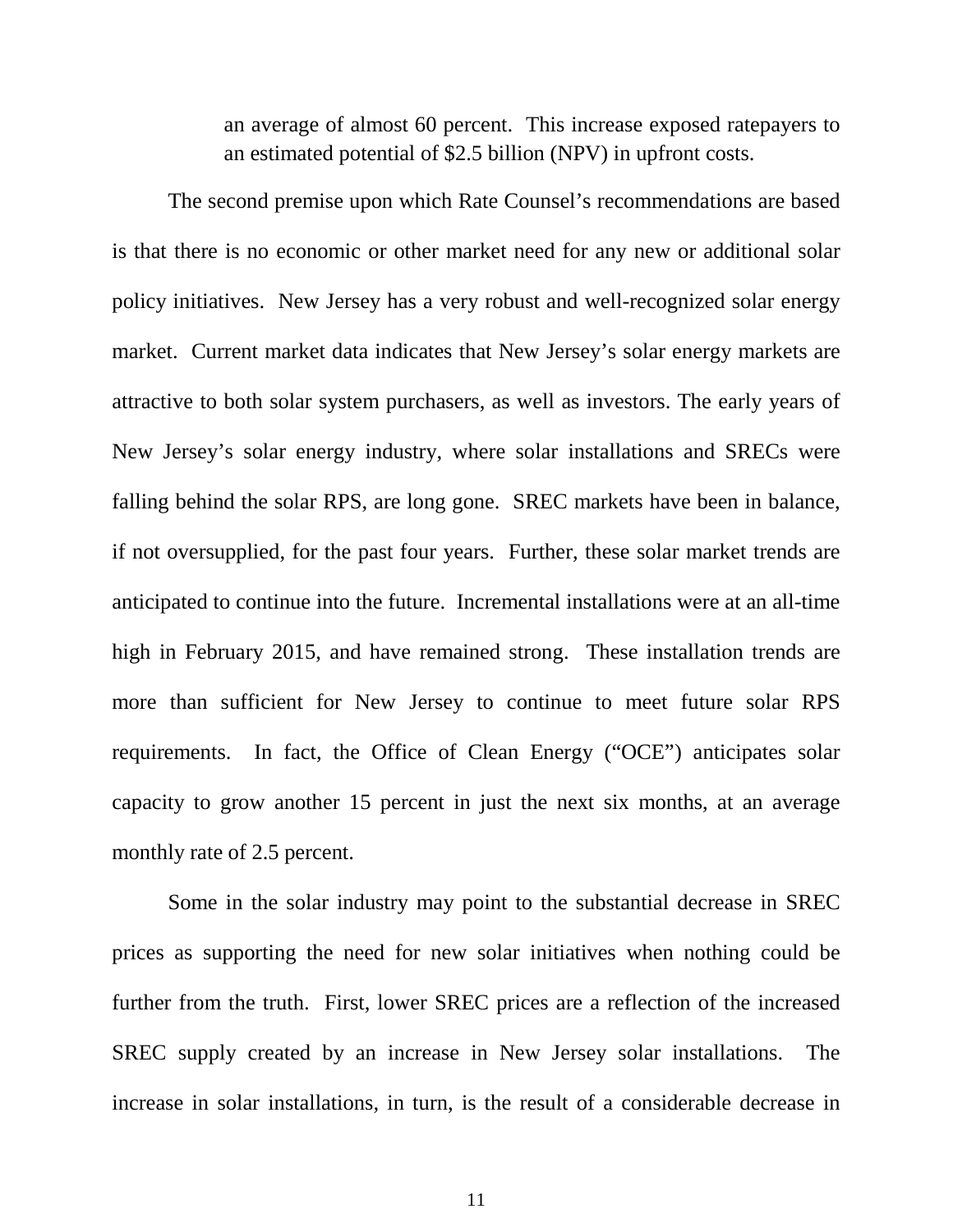> an average of almost 60 percent. This increase exposed ratepayers to an estimated potential of $2.5 billion (NPV) in upfront costs.

The second premise upon which Rate Counsel's recommendations are based is that there is no economic or other market need for any new or additional solar policy initiatives. New Jersey has a very robust and well-recognized solar energy market. Current market data indicates that New Jersey's solar energy markets are attractive to both solar system purchasers, as well as investors. The early years of New Jersey's solar energy industry, where solar installations and SRECs were falling behind the solar RPS, are long gone. SREC markets have been in balance, if not oversupplied, for the past four years. Further, these solar market trends are anticipated to continue into the future. Incremental installations were at an all-time high in February 2015, and have remained strong. These installation trends are more than sufficient for New Jersey to continue to meet future solar RPS requirements. In fact, the Office of Clean Energy ("OCE") anticipates solar capacity to grow another 15 percent in just the next six months, at an average monthly rate of 2.5 percent.

Some in the solar industry may point to the substantial decrease in SREC prices as supporting the need for new solar initiatives when nothing could be further from the truth. First, lower SREC prices are a reflection of the increased SREC supply created by an increase in New Jersey solar installations. The increase in solar installations, in turn, is the result of a considerable decrease in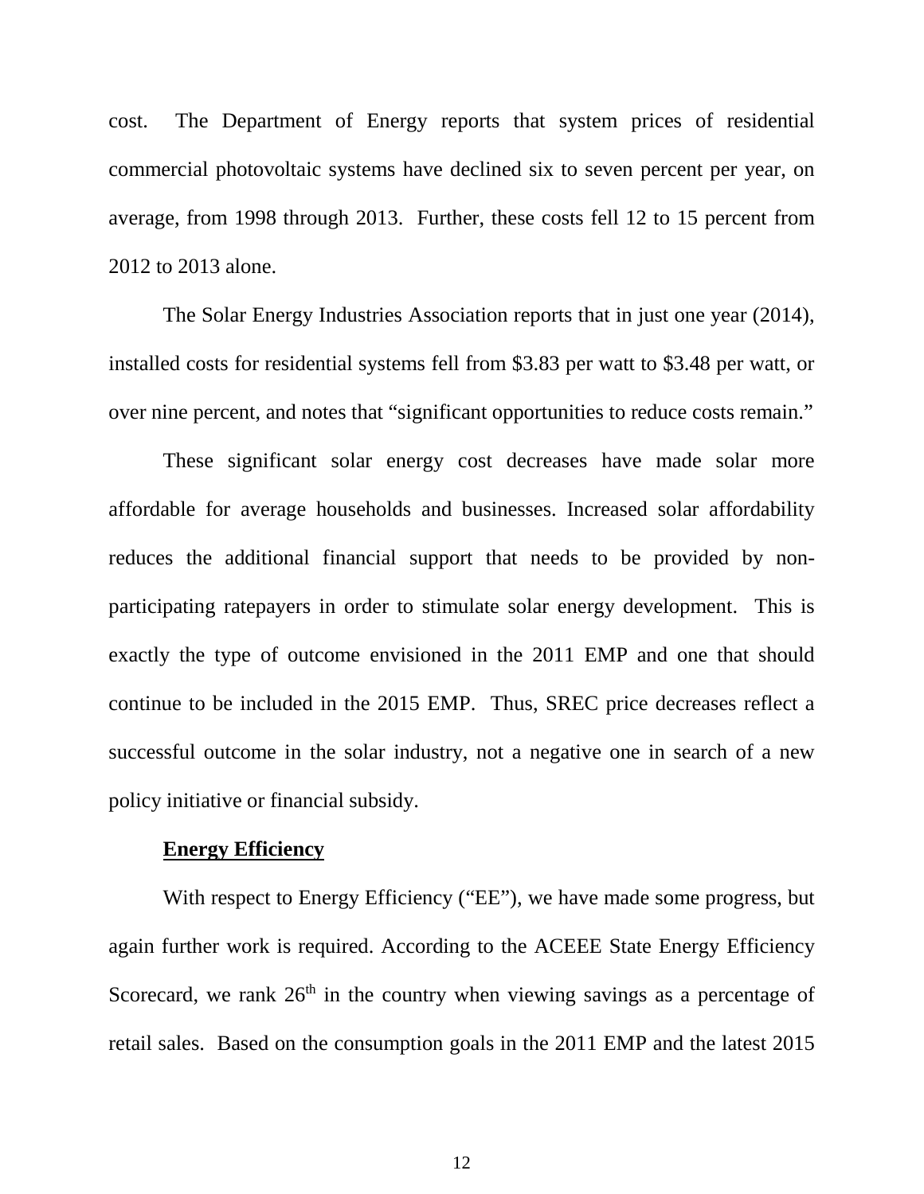cost. The Department of Energy reports that system prices of residential commercial photovoltaic systems have declined six to seven percent per year, on average, from 1998 through 2013. Further, these costs fell 12 to 15 percent from 2012 to 2013 alone.

The Solar Energy Industries Association reports that in just one year (2014), installed costs for residential systems fell from $3.83 per watt to $3.48 per watt, or over nine percent, and notes that "significant opportunities to reduce costs remain."

These significant solar energy cost decreases have made solar more affordable for average households and businesses. Increased solar affordability reduces the additional financial support that needs to be provided by non-participating ratepayers in order to stimulate solar energy development. This is exactly the type of outcome envisioned in the 2011 EMP and one that should continue to be included in the 2015 EMP. Thus, SREC price decreases reflect a successful outcome in the solar industry, not a negative one in search of a new policy initiative or financial subsidy.

**Energy Efficiency**

With respect to Energy Efficiency ("EE"), we have made some progress, but again further work is required. According to the ACEEE State Energy Efficiency Scorecard, we rank 26th in the country when viewing savings as a percentage of retail sales. Based on the consumption goals in the 2011 EMP and the latest 2015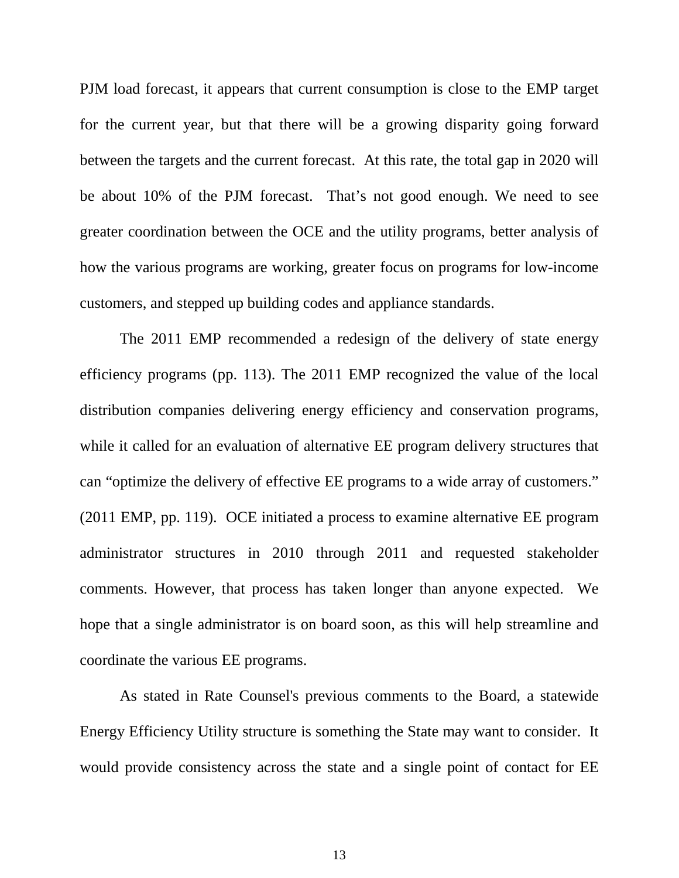PJM load forecast, it appears that current consumption is close to the EMP target for the current year, but that there will be a growing disparity going forward between the targets and the current forecast. At this rate, the total gap in 2020 will be about 10% of the PJM forecast. That's not good enough. We need to see greater coordination between the OCE and the utility programs, better analysis of how the various programs are working, greater focus on programs for low-income customers, and stepped up building codes and appliance standards.

The 2011 EMP recommended a redesign of the delivery of state energy efficiency programs (pp. 113). The 2011 EMP recognized the value of the local distribution companies delivering energy efficiency and conservation programs, while it called for an evaluation of alternative EE program delivery structures that can "optimize the delivery of effective EE programs to a wide array of customers." (2011 EMP, pp. 119). OCE initiated a process to examine alternative EE program administrator structures in 2010 through 2011 and requested stakeholder comments. However, that process has taken longer than anyone expected. We hope that a single administrator is on board soon, as this will help streamline and coordinate the various EE programs.

As stated in Rate Counsel's previous comments to the Board, a statewide Energy Efficiency Utility structure is something the State may want to consider. It would provide consistency across the state and a single point of contact for EE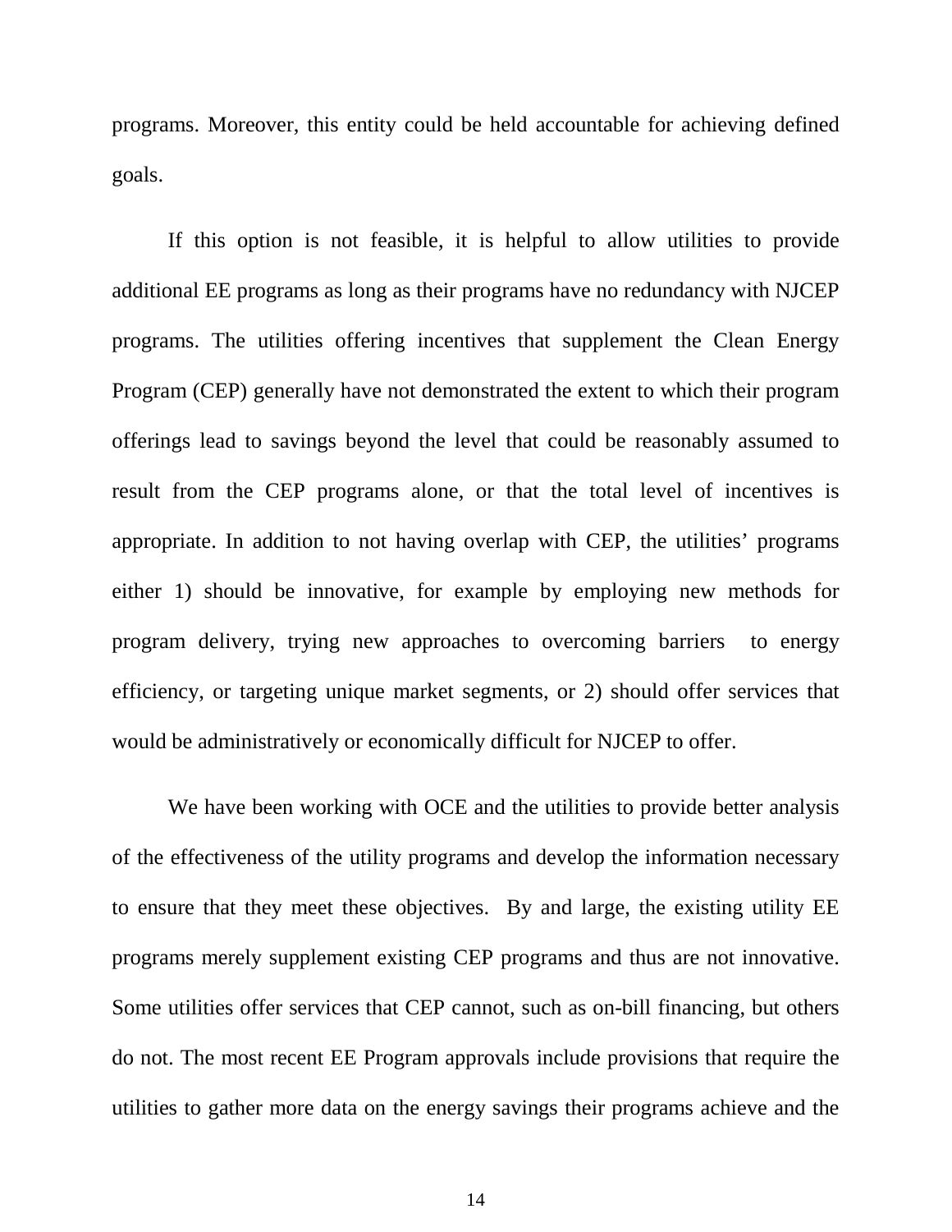programs. Moreover, this entity could be held accountable for achieving defined goals.

If this option is not feasible, it is helpful to allow utilities to provide additional EE programs as long as their programs have no redundancy with NJCEP programs. The utilities offering incentives that supplement the Clean Energy Program (CEP) generally have not demonstrated the extent to which their program offerings lead to savings beyond the level that could be reasonably assumed to result from the CEP programs alone, or that the total level of incentives is appropriate. In addition to not having overlap with CEP, the utilities' programs either 1) should be innovative, for example by employing new methods for program delivery, trying new approaches to overcoming barriers to energy efficiency, or targeting unique market segments, or 2) should offer services that would be administratively or economically difficult for NJCEP to offer.

We have been working with OCE and the utilities to provide better analysis of the effectiveness of the utility programs and develop the information necessary to ensure that they meet these objectives. By and large, the existing utility EE programs merely supplement existing CEP programs and thus are not innovative. Some utilities offer services that CEP cannot, such as on-bill financing, but others do not. The most recent EE Program approvals include provisions that require the utilities to gather more data on the energy savings their programs achieve and the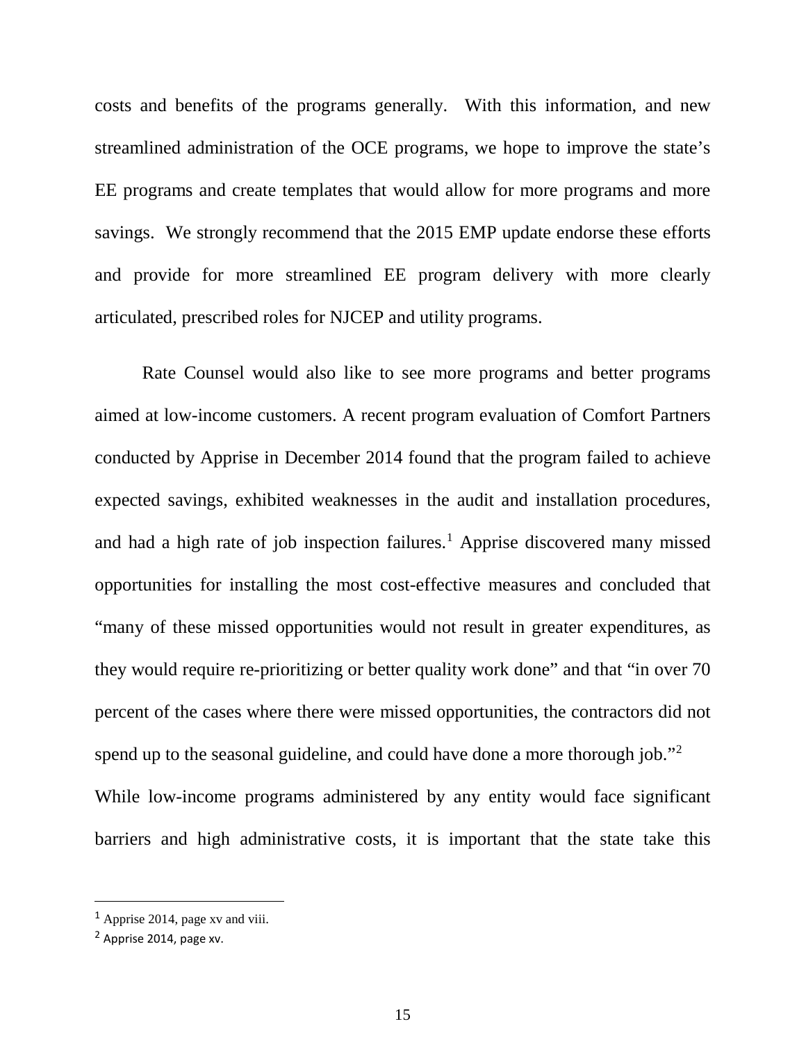costs and benefits of the programs generally. With this information, and new streamlined administration of the OCE programs, we hope to improve the state's EE programs and create templates that would allow for more programs and more savings. We strongly recommend that the 2015 EMP update endorse these efforts and provide for more streamlined EE program delivery with more clearly articulated, prescribed roles for NJCEP and utility programs.

Rate Counsel would also like to see more programs and better programs aimed at low-income customers. A recent program evaluation of Comfort Partners conducted by Apprise in December 2014 found that the program failed to achieve expected savings, exhibited weaknesses in the audit and installation procedures, and had a high rate of job inspection failures.[1] Apprise discovered many missed opportunities for installing the most cost-effective measures and concluded that "many of these missed opportunities would not result in greater expenditures, as they would require re-prioritizing or better quality work done" and that "in over 70 percent of the cases where there were missed opportunities, the contractors did not spend up to the seasonal guideline, and could have done a more thorough job."[2] While low-income programs administered by any entity would face significant barriers and high administrative costs, it is important that the state take this

[1] Apprise 2014, page xv and viii.

[2] Apprise 2014, page xv.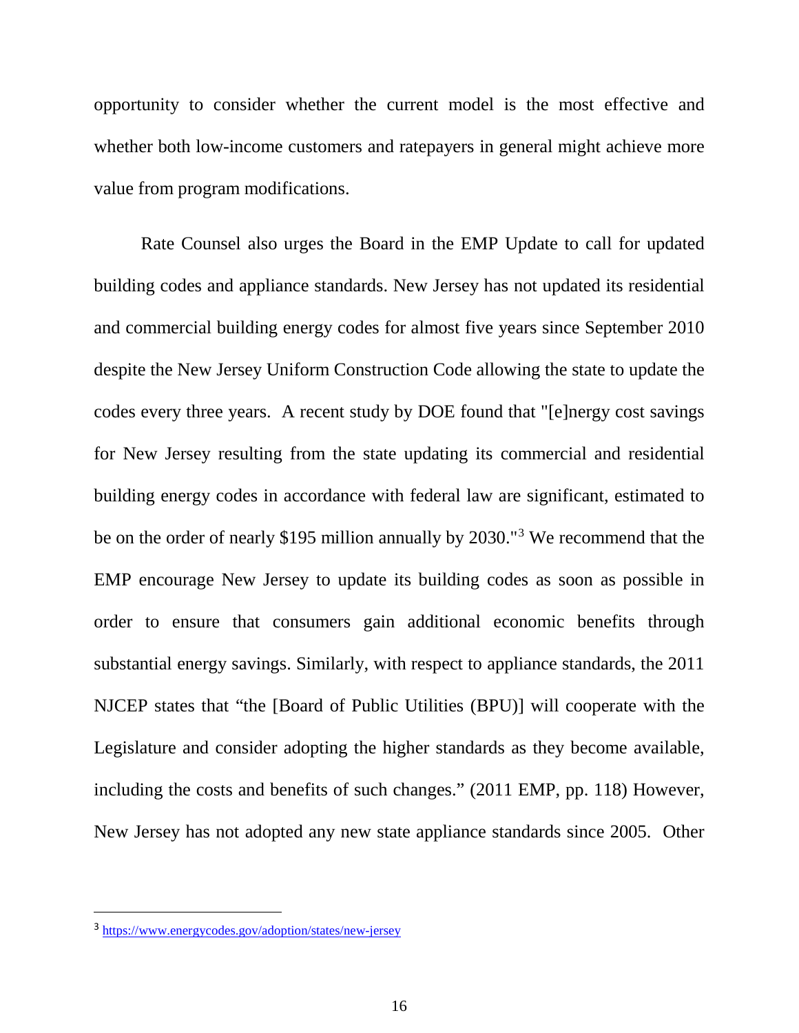opportunity to consider whether the current model is the most effective and whether both low-income customers and ratepayers in general might achieve more value from program modifications.

Rate Counsel also urges the Board in the EMP Update to call for updated building codes and appliance standards. New Jersey has not updated its residential and commercial building energy codes for almost five years since September 2010 despite the New Jersey Uniform Construction Code allowing the state to update the codes every three years. A recent study by DOE found that "[e]nergy cost savings for New Jersey resulting from the state updating its commercial and residential building energy codes in accordance with federal law are significant, estimated to be on the order of nearly $195 million annually by 2030."[3] We recommend that the EMP encourage New Jersey to update its building codes as soon as possible in order to ensure that consumers gain additional economic benefits through substantial energy savings. Similarly, with respect to appliance standards, the 2011 NJCEP states that "the [Board of Public Utilities (BPU)] will cooperate with the Legislature and consider adopting the higher standards as they become available, including the costs and benefits of such changes." (2011 EMP, pp. 118) However, New Jersey has not adopted any new state appliance standards since 2005. Other

[3] https://www.energycodes.gov/adoption/states/new-jersey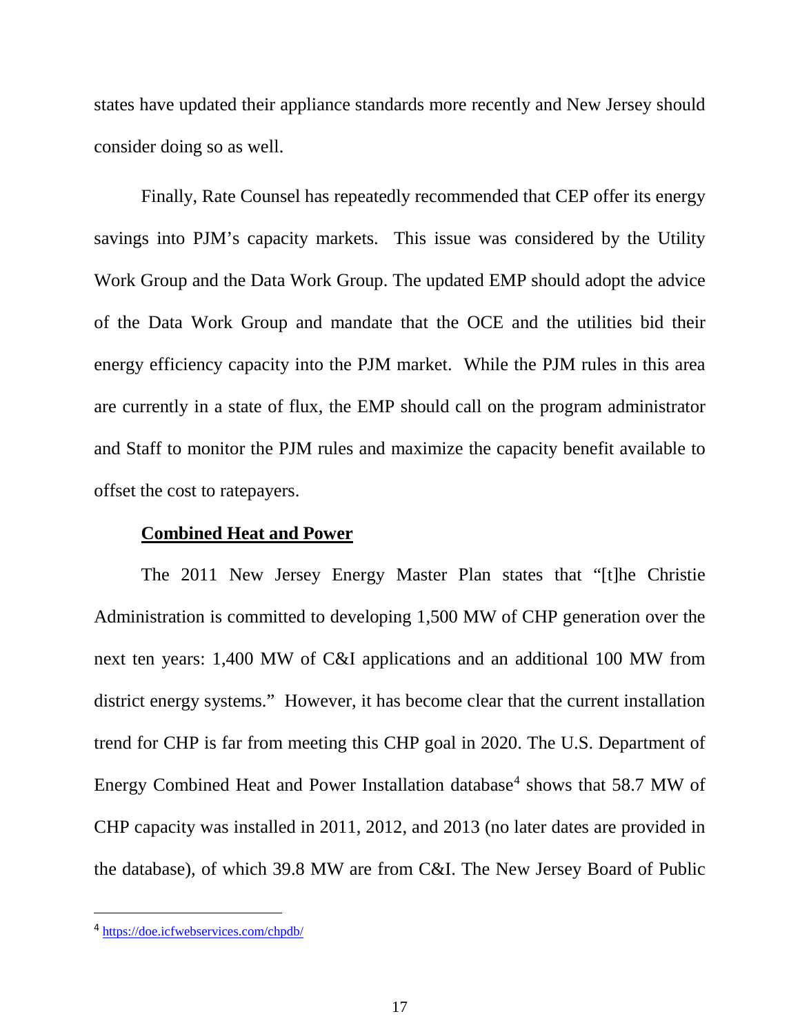states have updated their appliance standards more recently and New Jersey should consider doing so as well.

Finally, Rate Counsel has repeatedly recommended that CEP offer its energy savings into PJM's capacity markets. This issue was considered by the Utility Work Group and the Data Work Group. The updated EMP should adopt the advice of the Data Work Group and mandate that the OCE and the utilities bid their energy efficiency capacity into the PJM market. While the PJM rules in this area are currently in a state of flux, the EMP should call on the program administrator and Staff to monitor the PJM rules and maximize the capacity benefit available to offset the cost to ratepayers.

**Combined Heat and Power**

The 2011 New Jersey Energy Master Plan states that "[t]he Christie Administration is committed to developing 1,500 MW of CHP generation over the next ten years: 1,400 MW of C&I applications and an additional 100 MW from district energy systems." However, it has become clear that the current installation trend for CHP is far from meeting this CHP goal in 2020. The U.S. Department of Energy Combined Heat and Power Installation database[4] shows that 58.7 MW of CHP capacity was installed in 2011, 2012, and 2013 (no later dates are provided in the database), of which 39.8 MW are from C&I. The New Jersey Board of Public

[4] https://doe.icfwebservices.com/chpdb/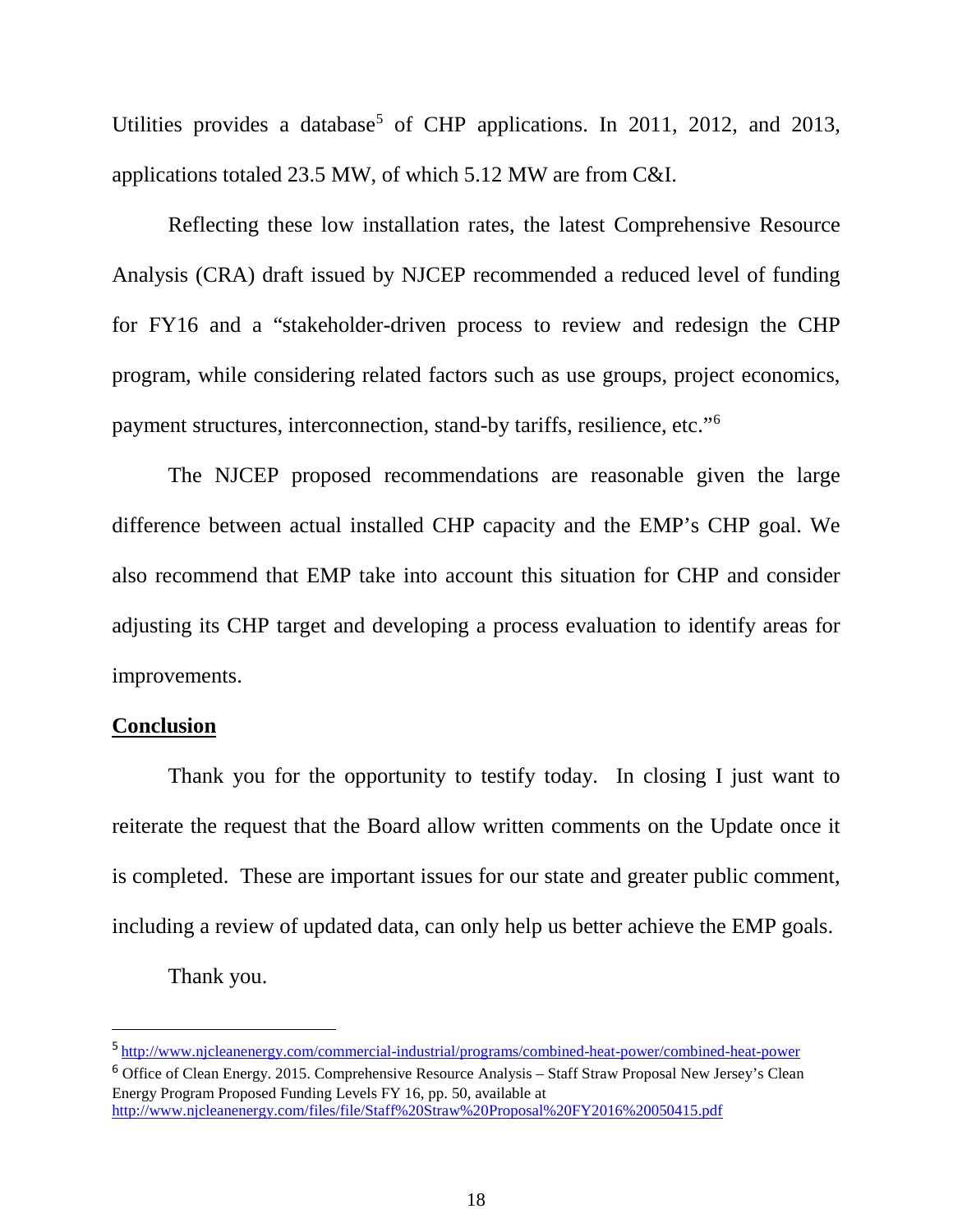Utilities provides a database[5] of CHP applications. In 2011, 2012, and 2013, applications totaled 23.5 MW, of which 5.12 MW are from C&I.

Reflecting these low installation rates, the latest Comprehensive Resource Analysis (CRA) draft issued by NJCEP recommended a reduced level of funding for FY16 and a "stakeholder-driven process to review and redesign the CHP program, while considering related factors such as use groups, project economics, payment structures, interconnection, stand-by tariffs, resilience, etc."[6]

The NJCEP proposed recommendations are reasonable given the large difference between actual installed CHP capacity and the EMP's CHP goal. We also recommend that EMP take into account this situation for CHP and consider adjusting its CHP target and developing a process evaluation to identify areas for improvements.

**Conclusion**

Thank you for the opportunity to testify today. In closing I just want to reiterate the request that the Board allow written comments on the Update once it is completed. These are important issues for our state and greater public comment, including a review of updated data, can only help us better achieve the EMP goals.

Thank you.

---

[5] http://www.njcleanenergy.com/commercial-industrial/programs/combined-heat-power/combined-heat-power

[6] Office of Clean Energy. 2015. Comprehensive Resource Analysis – Staff Straw Proposal New Jersey's Clean Energy Program Proposed Funding Levels FY 16, pp. 50, available at http://www.njcleanenergy.com/files/file/Staff%20Straw%20Proposal%20FY2016%20050415.pdf